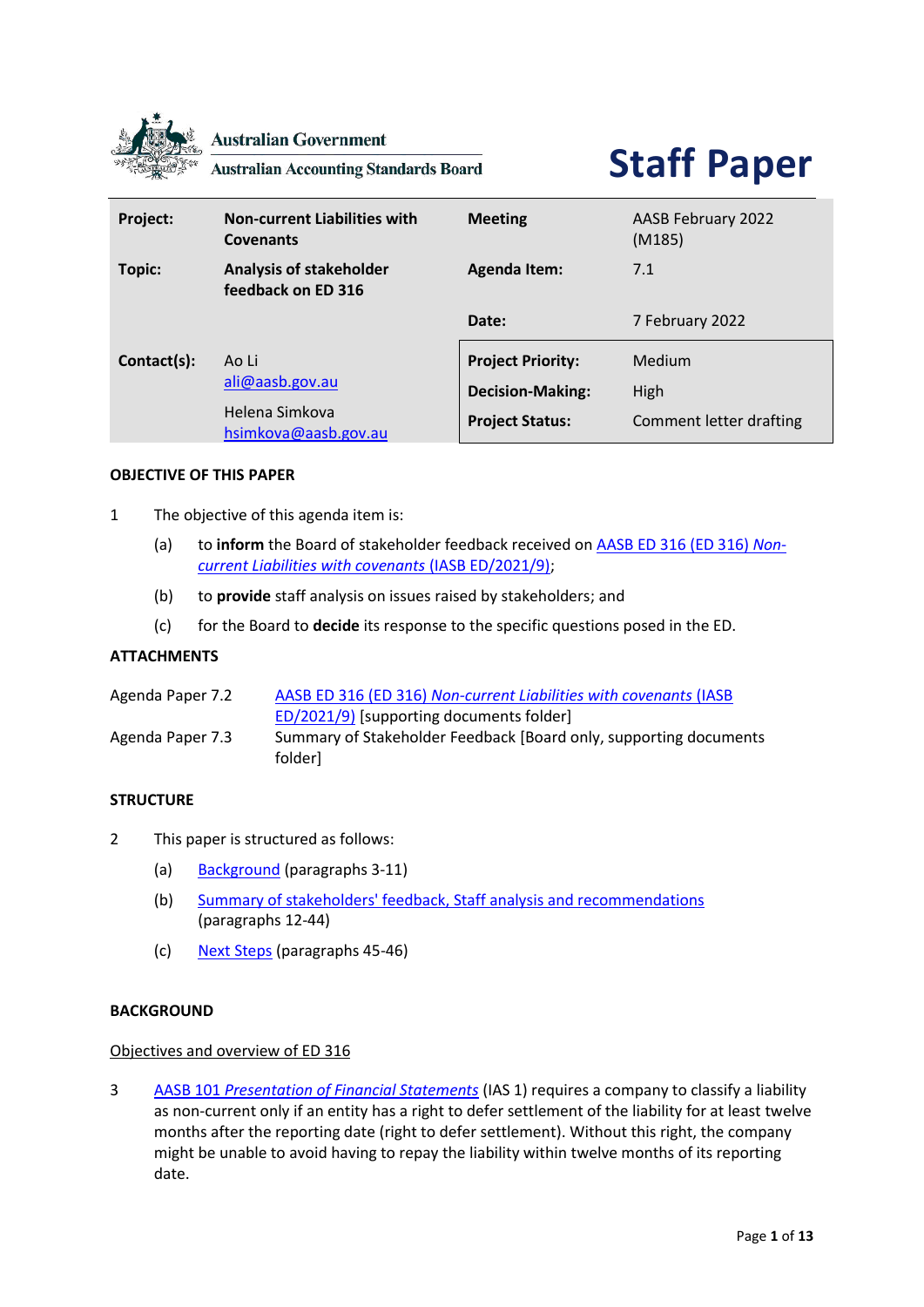Australian Government

Australian Accounting Standards Board

# Staff Paper

| Project: | Non-current Liabilities with Covenants | Meeting | AASB February 2022 (M185) |
|---|---|---|---|
| Topic: | Analysis of stakeholder feedback on ED 316 | Agenda Item: | 7.1 |
| | | Date: | 7 February 2022 |
| Contact(s): | Ao Li<br>ali@aasb.gov.au<br>Helena Simkova<br>hsimkova@aasb.gov.au | Project Priority: | Medium |
| | | Decision-Making: | High |
| | | Project Status: | Comment letter drafting |

## OBJECTIVE OF THIS PAPER

1 The objective of this agenda item is:

(a) to **inform** the Board of stakeholder feedback received on AASB ED 316 (ED 316) *Non-current Liabilities with covenants* (IASB ED/2021/9);

(b) to **provide** staff analysis on issues raised by stakeholders; and

(c) for the Board to **decide** its response to the specific questions posed in the ED.

## ATTACHMENTS

| | |
|---|---|
| Agenda Paper 7.2 | AASB ED 316 (ED 316) *Non-current Liabilities with covenants* (IASB ED/2021/9) [supporting documents folder] |
| Agenda Paper 7.3 | Summary of Stakeholder Feedback [Board only, supporting documents folder] |

## STRUCTURE

2 This paper is structured as follows:

(a) Background (paragraphs 3-11)

(b) Summary of stakeholders' feedback, Staff analysis and recommendations (paragraphs 12-44)

(c) Next Steps (paragraphs 45-46)

## BACKGROUND

Objectives and overview of ED 316

3 AASB 101 *Presentation of Financial Statements* (IAS 1) requires a company to classify a liability as non-current only if an entity has a right to defer settlement of the liability for at least twelve months after the reporting date (right to defer settlement). Without this right, the company might be unable to avoid having to repay the liability within twelve months of its reporting date.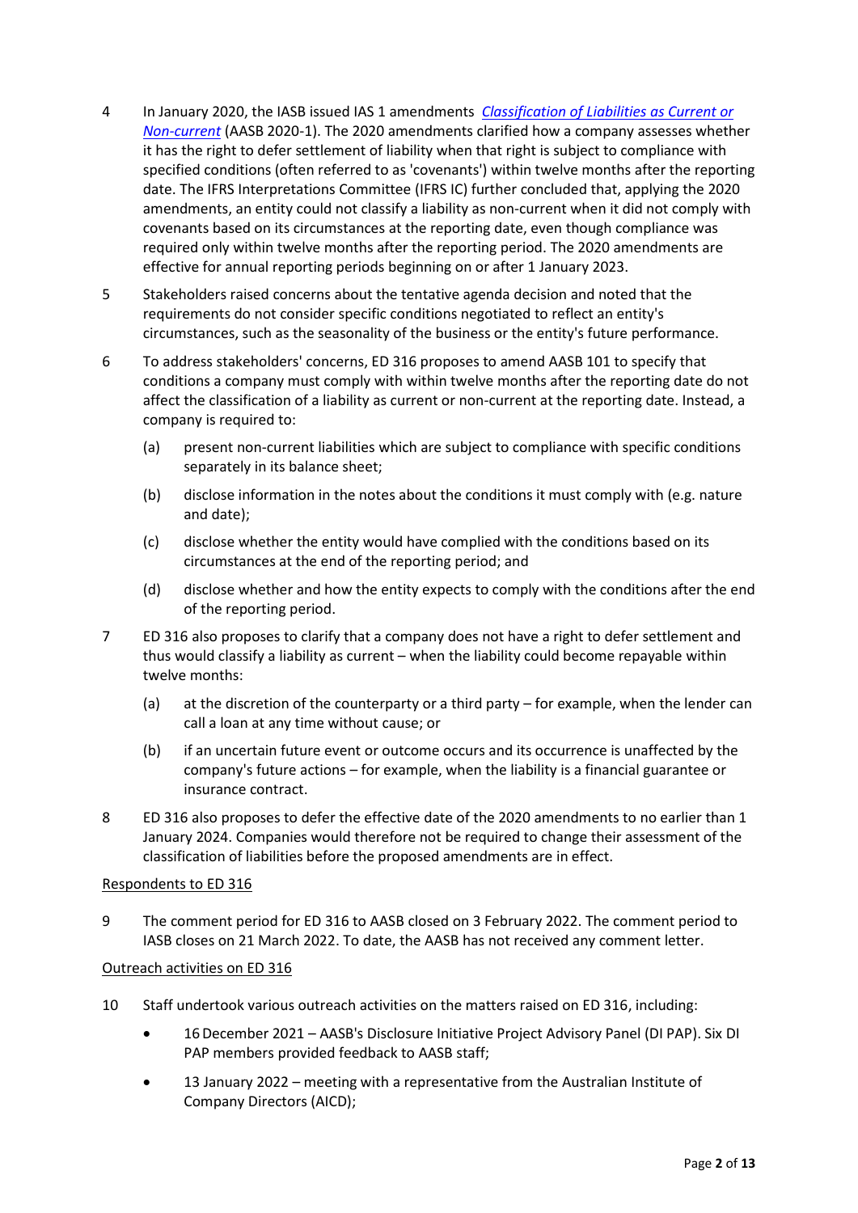4 In January 2020, the IASB issued IAS 1 amendments *Classification of Liabilities as Current or Non-current* (AASB 2020-1). The 2020 amendments clarified how a company assesses whether it has the right to defer settlement of liability when that right is subject to compliance with specified conditions (often referred to as 'covenants') within twelve months after the reporting date. The IFRS Interpretations Committee (IFRS IC) further concluded that, applying the 2020 amendments, an entity could not classify a liability as non-current when it did not comply with covenants based on its circumstances at the reporting date, even though compliance was required only within twelve months after the reporting period. The 2020 amendments are effective for annual reporting periods beginning on or after 1 January 2023.

5 Stakeholders raised concerns about the tentative agenda decision and noted that the requirements do not consider specific conditions negotiated to reflect an entity's circumstances, such as the seasonality of the business or the entity's future performance.

6 To address stakeholders' concerns, ED 316 proposes to amend AASB 101 to specify that conditions a company must comply with within twelve months after the reporting date do not affect the classification of a liability as current or non-current at the reporting date. Instead, a company is required to:

(a) present non-current liabilities which are subject to compliance with specific conditions separately in its balance sheet;

(b) disclose information in the notes about the conditions it must comply with (e.g. nature and date);

(c) disclose whether the entity would have complied with the conditions based on its circumstances at the end of the reporting period; and

(d) disclose whether and how the entity expects to comply with the conditions after the end of the reporting period.

7 ED 316 also proposes to clarify that a company does not have a right to defer settlement and thus would classify a liability as current – when the liability could become repayable within twelve months:

(a) at the discretion of the counterparty or a third party – for example, when the lender can call a loan at any time without cause; or

(b) if an uncertain future event or outcome occurs and its occurrence is unaffected by the company's future actions – for example, when the liability is a financial guarantee or insurance contract.

8 ED 316 also proposes to defer the effective date of the 2020 amendments to no earlier than 1 January 2024. Companies would therefore not be required to change their assessment of the classification of liabilities before the proposed amendments are in effect.

<u>Respondents to ED 316</u>

9 The comment period for ED 316 to AASB closed on 3 February 2022. The comment period to IASB closes on 21 March 2022. To date, the AASB has not received any comment letter.

<u>Outreach activities on ED 316</u>

10 Staff undertook various outreach activities on the matters raised on ED 316, including:

- 16 December 2021 – AASB's Disclosure Initiative Project Advisory Panel (DI PAP). Six DI PAP members provided feedback to AASB staff;
- 13 January 2022 – meeting with a representative from the Australian Institute of Company Directors (AICD);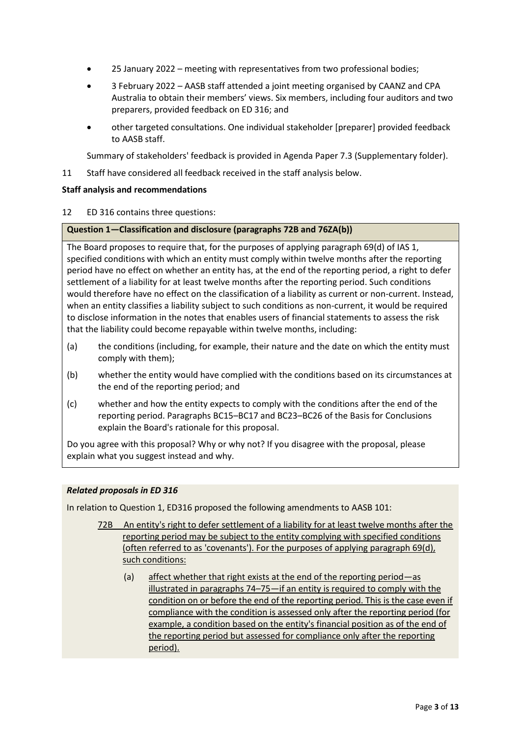- 25 January 2022 – meeting with representatives from two professional bodies;
- 3 February 2022 – AASB staff attended a joint meeting organised by CAANZ and CPA Australia to obtain their members' views. Six members, including four auditors and two preparers, provided feedback on ED 316; and
- other targeted consultations. One individual stakeholder [preparer] provided feedback to AASB staff.

Summary of stakeholders' feedback is provided in Agenda Paper 7.3 (Supplementary folder).

11 Staff have considered all feedback received in the staff analysis below.

**Staff analysis and recommendations**

12 ED 316 contains three questions:

**Question 1—Classification and disclosure (paragraphs 72B and 76ZA(b))**

The Board proposes to require that, for the purposes of applying paragraph 69(d) of IAS 1, specified conditions with which an entity must comply within twelve months after the reporting period have no effect on whether an entity has, at the end of the reporting period, a right to defer settlement of a liability for at least twelve months after the reporting period. Such conditions would therefore have no effect on the classification of a liability as current or non-current. Instead, when an entity classifies a liability subject to such conditions as non-current, it would be required to disclose information in the notes that enables users of financial statements to assess the risk that the liability could become repayable within twelve months, including:

(a) the conditions (including, for example, their nature and the date on which the entity must comply with them);

(b) whether the entity would have complied with the conditions based on its circumstances at the end of the reporting period; and

(c) whether and how the entity expects to comply with the conditions after the end of the reporting period. Paragraphs BC15–BC17 and BC23–BC26 of the Basis for Conclusions explain the Board's rationale for this proposal.

Do you agree with this proposal? Why or why not? If you disagree with the proposal, please explain what you suggest instead and why.

***Related proposals in ED 316***

In relation to Question 1, ED316 proposed the following amendments to AASB 101:

72B An entity's right to defer settlement of a liability for at least twelve months after the reporting period may be subject to the entity complying with specified conditions (often referred to as 'covenants'). For the purposes of applying paragraph 69(d), such conditions:

(a) affect whether that right exists at the end of the reporting period—as illustrated in paragraphs 74–75—if an entity is required to comply with the condition on or before the end of the reporting period. This is the case even if compliance with the condition is assessed only after the reporting period (for example, a condition based on the entity's financial position as of the end of the reporting period but assessed for compliance only after the reporting period).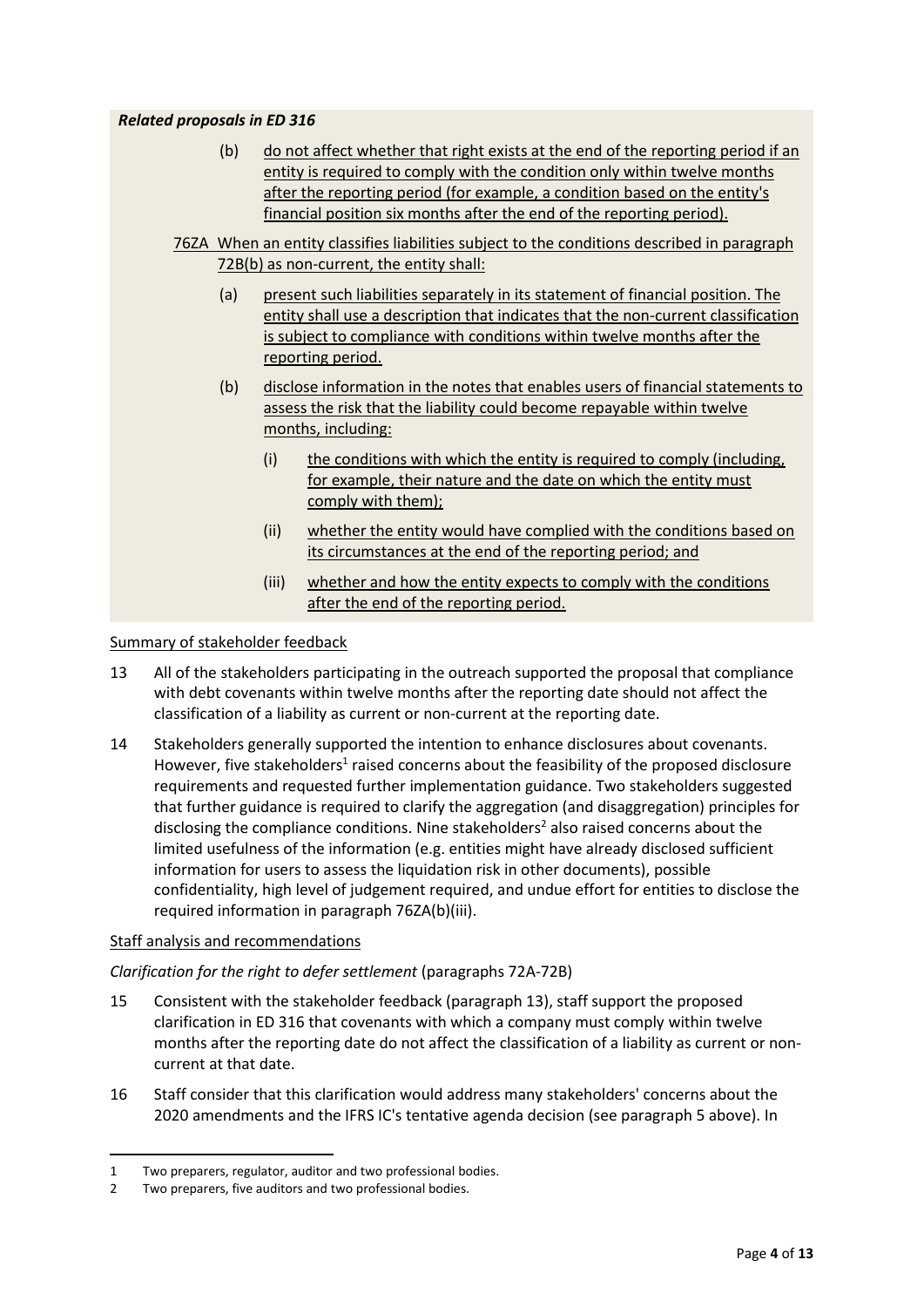***Related proposals in ED 316***

(b) do not affect whether that right exists at the end of the reporting period if an entity is required to comply with the condition only within twelve months after the reporting period (for example, a condition based on the entity's financial position six months after the end of the reporting period).

76ZA When an entity classifies liabilities subject to the conditions described in paragraph 72B(b) as non-current, the entity shall:

(a) present such liabilities separately in its statement of financial position. The entity shall use a description that indicates that the non-current classification is subject to compliance with conditions within twelve months after the reporting period.

(b) disclose information in the notes that enables users of financial statements to assess the risk that the liability could become repayable within twelve months, including:

(i) the conditions with which the entity is required to comply (including, for example, their nature and the date on which the entity must comply with them);

(ii) whether the entity would have complied with the conditions based on its circumstances at the end of the reporting period; and

(iii) whether and how the entity expects to comply with the conditions after the end of the reporting period.

Summary of stakeholder feedback

13 All of the stakeholders participating in the outreach supported the proposal that compliance with debt covenants within twelve months after the reporting date should not affect the classification of a liability as current or non-current at the reporting date.

14 Stakeholders generally supported the intention to enhance disclosures about covenants. However, five stakeholders[1] raised concerns about the feasibility of the proposed disclosure requirements and requested further implementation guidance. Two stakeholders suggested that further guidance is required to clarify the aggregation (and disaggregation) principles for disclosing the compliance conditions. Nine stakeholders[2] also raised concerns about the limited usefulness of the information (e.g. entities might have already disclosed sufficient information for users to assess the liquidation risk in other documents), possible confidentiality, high level of judgement required, and undue effort for entities to disclose the required information in paragraph 76ZA(b)(iii).

Staff analysis and recommendations

*Clarification for the right to defer settlement* (paragraphs 72A-72B)

15 Consistent with the stakeholder feedback (paragraph 13), staff support the proposed clarification in ED 316 that covenants with which a company must comply within twelve months after the reporting date do not affect the classification of a liability as current or non-current at that date.

16 Staff consider that this clarification would address many stakeholders' concerns about the 2020 amendments and the IFRS IC's tentative agenda decision (see paragraph 5 above). In

---

1 Two preparers, regulator, auditor and two professional bodies.

2 Two preparers, five auditors and two professional bodies.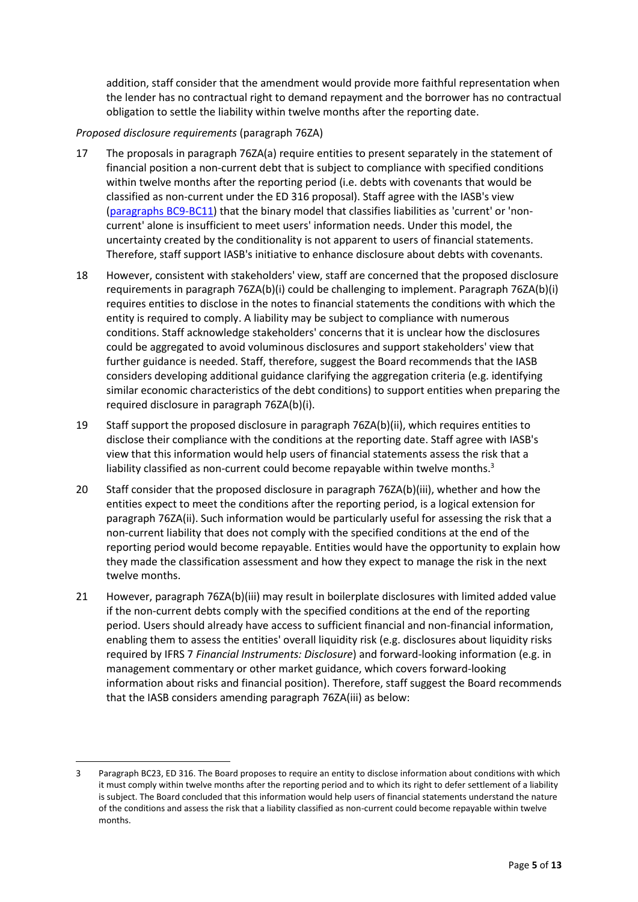addition, staff consider that the amendment would provide more faithful representation when the lender has no contractual right to demand repayment and the borrower has no contractual obligation to settle the liability within twelve months after the reporting date.

*Proposed disclosure requirements* (paragraph 76ZA)

17 The proposals in paragraph 76ZA(a) require entities to present separately in the statement of financial position a non-current debt that is subject to compliance with specified conditions within twelve months after the reporting period (i.e. debts with covenants that would be classified as non-current under the ED 316 proposal). Staff agree with the IASB's view (paragraphs BC9-BC11) that the binary model that classifies liabilities as 'current' or 'non-current' alone is insufficient to meet users' information needs. Under this model, the uncertainty created by the conditionality is not apparent to users of financial statements. Therefore, staff support IASB's initiative to enhance disclosure about debts with covenants.

18 However, consistent with stakeholders' view, staff are concerned that the proposed disclosure requirements in paragraph 76ZA(b)(i) could be challenging to implement. Paragraph 76ZA(b)(i) requires entities to disclose in the notes to financial statements the conditions with which the entity is required to comply. A liability may be subject to compliance with numerous conditions. Staff acknowledge stakeholders' concerns that it is unclear how the disclosures could be aggregated to avoid voluminous disclosures and support stakeholders' view that further guidance is needed. Staff, therefore, suggest the Board recommends that the IASB considers developing additional guidance clarifying the aggregation criteria (e.g. identifying similar economic characteristics of the debt conditions) to support entities when preparing the required disclosure in paragraph 76ZA(b)(i).

19 Staff support the proposed disclosure in paragraph 76ZA(b)(ii), which requires entities to disclose their compliance with the conditions at the reporting date. Staff agree with IASB's view that this information would help users of financial statements assess the risk that a liability classified as non-current could become repayable within twelve months.[3]

20 Staff consider that the proposed disclosure in paragraph 76ZA(b)(iii), whether and how the entities expect to meet the conditions after the reporting period, is a logical extension for paragraph 76ZA(ii). Such information would be particularly useful for assessing the risk that a non-current liability that does not comply with the specified conditions at the end of the reporting period would become repayable. Entities would have the opportunity to explain how they made the classification assessment and how they expect to manage the risk in the next twelve months.

21 However, paragraph 76ZA(b)(iii) may result in boilerplate disclosures with limited added value if the non-current debts comply with the specified conditions at the end of the reporting period. Users should already have access to sufficient financial and non-financial information, enabling them to assess the entities' overall liquidity risk (e.g. disclosures about liquidity risks required by IFRS 7 *Financial Instruments: Disclosure*) and forward-looking information (e.g. in management commentary or other market guidance, which covers forward-looking information about risks and financial position). Therefore, staff suggest the Board recommends that the IASB considers amending paragraph 76ZA(iii) as below:

---

[3] Paragraph BC23, ED 316. The Board proposes to require an entity to disclose information about conditions with which it must comply within twelve months after the reporting period and to which its right to defer settlement of a liability is subject. The Board concluded that this information would help users of financial statements understand the nature of the conditions and assess the risk that a liability classified as non-current could become repayable within twelve months.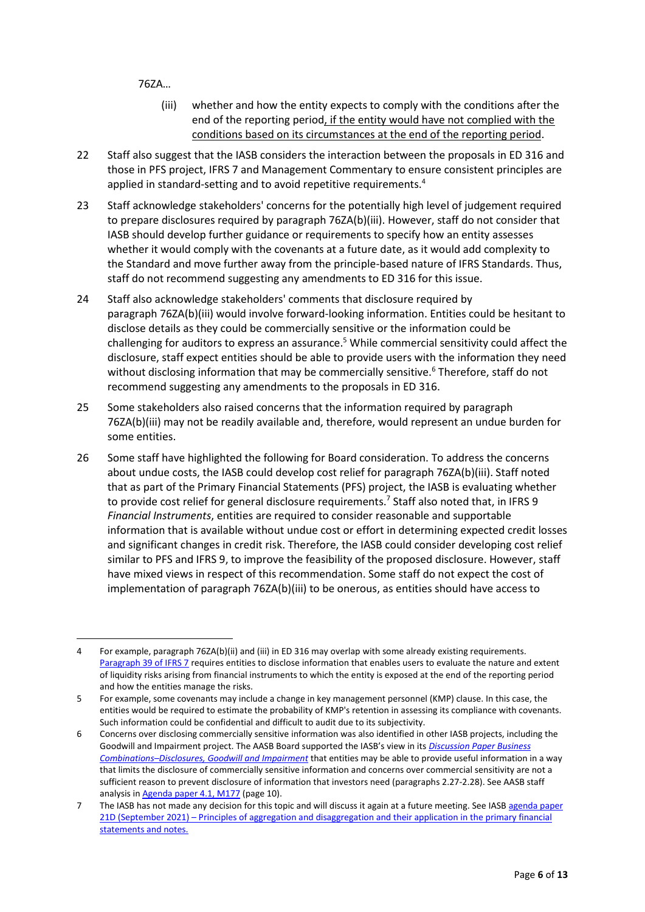76ZA…

(iii) whether and how the entity expects to comply with the conditions after the end of the reporting period<u>, if the entity would have not complied with the conditions based on its circumstances at the end of the reporting period</u>.

22 Staff also suggest that the IASB considers the interaction between the proposals in ED 316 and those in PFS project, IFRS 7 and Management Commentary to ensure consistent principles are applied in standard-setting and to avoid repetitive requirements.[4]

23 Staff acknowledge stakeholders' concerns for the potentially high level of judgement required to prepare disclosures required by paragraph 76ZA(b)(iii). However, staff do not consider that IASB should develop further guidance or requirements to specify how an entity assesses whether it would comply with the covenants at a future date, as it would add complexity to the Standard and move further away from the principle-based nature of IFRS Standards. Thus, staff do not recommend suggesting any amendments to ED 316 for this issue.

24 Staff also acknowledge stakeholders' comments that disclosure required by paragraph 76ZA(b)(iii) would involve forward-looking information. Entities could be hesitant to disclose details as they could be commercially sensitive or the information could be challenging for auditors to express an assurance.[5] While commercial sensitivity could affect the disclosure, staff expect entities should be able to provide users with the information they need without disclosing information that may be commercially sensitive.[6] Therefore, staff do not recommend suggesting any amendments to the proposals in ED 316.

25 Some stakeholders also raised concerns that the information required by paragraph 76ZA(b)(iii) may not be readily available and, therefore, would represent an undue burden for some entities.

26 Some staff have highlighted the following for Board consideration. To address the concerns about undue costs, the IASB could develop cost relief for paragraph 76ZA(b)(iii). Staff noted that as part of the Primary Financial Statements (PFS) project, the IASB is evaluating whether to provide cost relief for general disclosure requirements.[7] Staff also noted that, in IFRS 9 *Financial Instruments*, entities are required to consider reasonable and supportable information that is available without undue cost or effort in determining expected credit losses and significant changes in credit risk. Therefore, the IASB could consider developing cost relief similar to PFS and IFRS 9, to improve the feasibility of the proposed disclosure. However, staff have mixed views in respect of this recommendation. Some staff do not expect the cost of implementation of paragraph 76ZA(b)(iii) to be onerous, as entities should have access to

---

4 For example, paragraph 76ZA(b)(ii) and (iii) in ED 316 may overlap with some already existing requirements. [Paragraph 39 of IFRS 7] requires entities to disclose information that enables users to evaluate the nature and extent of liquidity risks arising from financial instruments to which the entity is exposed at the end of the reporting period and how the entities manage the risks.

5 For example, some covenants may include a change in key management personnel (KMP) clause. In this case, the entities would be required to estimate the probability of KMP's retention in assessing its compliance with covenants. Such information could be confidential and difficult to audit due to its subjectivity.

6 Concerns over disclosing commercially sensitive information was also identified in other IASB projects, including the Goodwill and Impairment project. The AASB Board supported the IASB's view in its *[Discussion Paper Business Combinations–Disclosures, Goodwill and Impairment]* that entities may be able to provide useful information in a way that limits the disclosure of commercially sensitive information and concerns over commercial sensitivity are not a sufficient reason to prevent disclosure of information that investors need (paragraphs 2.27-2.28). See AASB staff analysis in [Agenda paper 4.1, M177] (page 10).

7 The IASB has not made any decision for this topic and will discuss it again at a future meeting. See IASB [agenda paper 21D (September 2021) – Principles of aggregation and disaggregation and their application in the primary financial statements and notes.]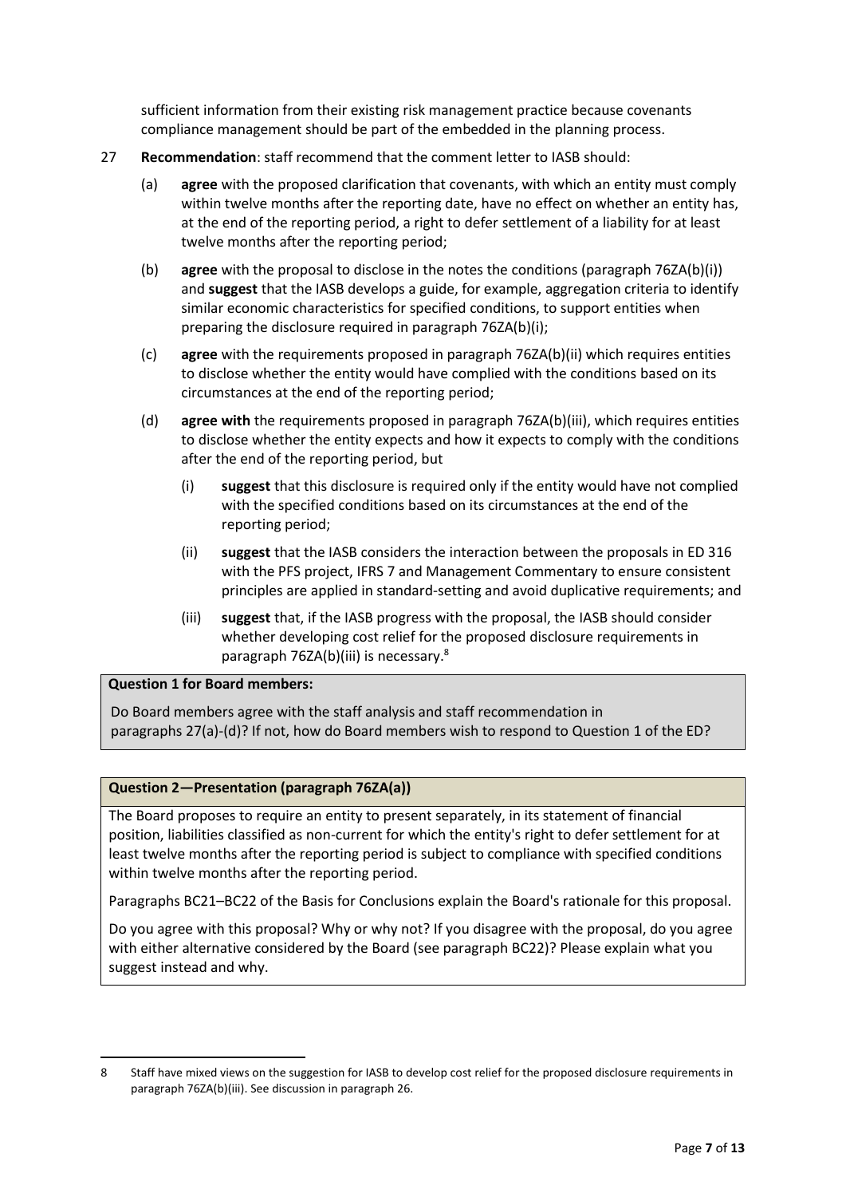sufficient information from their existing risk management practice because covenants compliance management should be part of the embedded in the planning process.

27 **Recommendation**: staff recommend that the comment letter to IASB should:

(a) **agree** with the proposed clarification that covenants, with which an entity must comply within twelve months after the reporting date, have no effect on whether an entity has, at the end of the reporting period, a right to defer settlement of a liability for at least twelve months after the reporting period;

(b) **agree** with the proposal to disclose in the notes the conditions (paragraph 76ZA(b)(i)) and **suggest** that the IASB develops a guide, for example, aggregation criteria to identify similar economic characteristics for specified conditions, to support entities when preparing the disclosure required in paragraph 76ZA(b)(i);

(c) **agree** with the requirements proposed in paragraph 76ZA(b)(ii) which requires entities to disclose whether the entity would have complied with the conditions based on its circumstances at the end of the reporting period;

(d) **agree with** the requirements proposed in paragraph 76ZA(b)(iii), which requires entities to disclose whether the entity expects and how it expects to comply with the conditions after the end of the reporting period, but

  (i) **suggest** that this disclosure is required only if the entity would have not complied with the specified conditions based on its circumstances at the end of the reporting period;

  (ii) **suggest** that the IASB considers the interaction between the proposals in ED 316 with the PFS project, IFRS 7 and Management Commentary to ensure consistent principles are applied in standard-setting and avoid duplicative requirements; and

  (iii) **suggest** that, if the IASB progress with the proposal, the IASB should consider whether developing cost relief for the proposed disclosure requirements in paragraph 76ZA(b)(iii) is necessary.[8]

**Question 1 for Board members:**

Do Board members agree with the staff analysis and staff recommendation in paragraphs 27(a)-(d)? If not, how do Board members wish to respond to Question 1 of the ED?

**Question 2—Presentation (paragraph 76ZA(a))**

The Board proposes to require an entity to present separately, in its statement of financial position, liabilities classified as non-current for which the entity's right to defer settlement for at least twelve months after the reporting period is subject to compliance with specified conditions within twelve months after the reporting period.

Paragraphs BC21–BC22 of the Basis for Conclusions explain the Board's rationale for this proposal.

Do you agree with this proposal? Why or why not? If you disagree with the proposal, do you agree with either alternative considered by the Board (see paragraph BC22)? Please explain what you suggest instead and why.

---

8 Staff have mixed views on the suggestion for IASB to develop cost relief for the proposed disclosure requirements in paragraph 76ZA(b)(iii). See discussion in paragraph 26.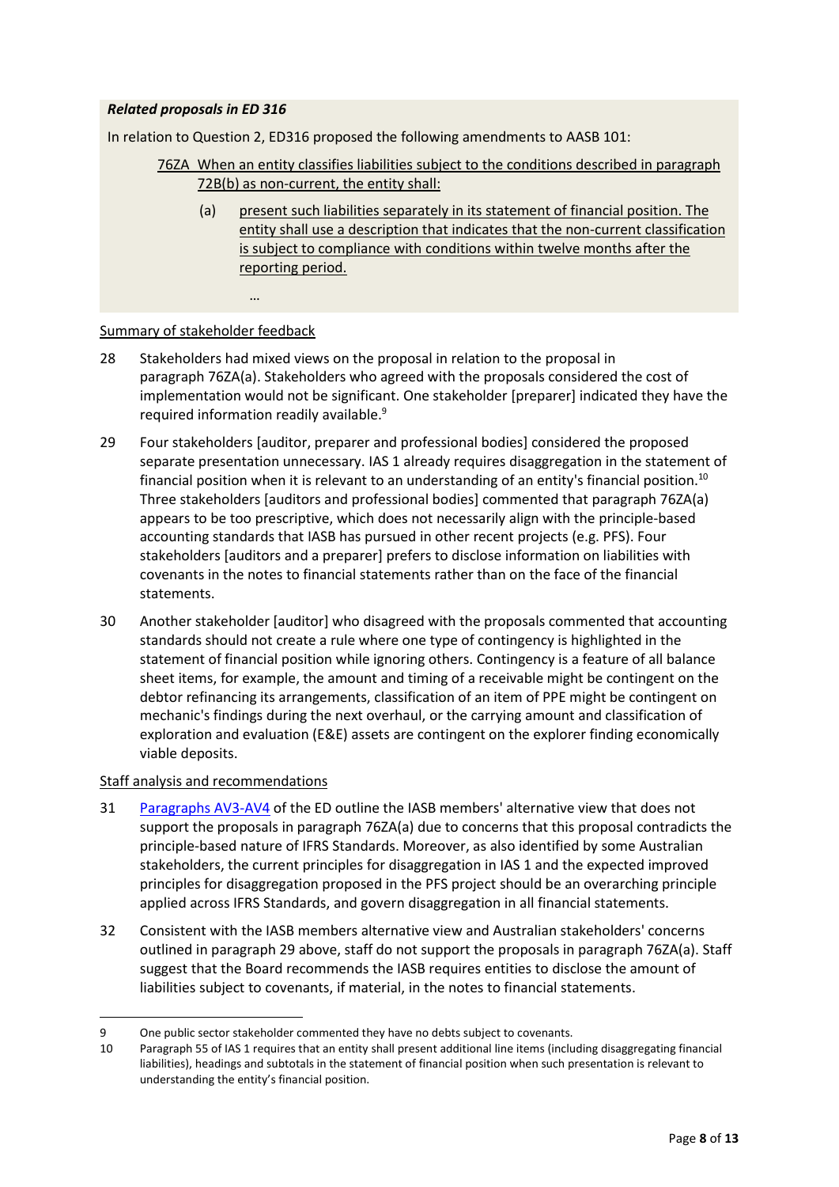***Related proposals in ED 316***

In relation to Question 2, ED316 proposed the following amendments to AASB 101:

> 76ZA When an entity classifies liabilities subject to the conditions described in paragraph 72B(b) as non-current, the entity shall:
>
> (a) present such liabilities separately in its statement of financial position. The entity shall use a description that indicates that the non-current classification is subject to compliance with conditions within twelve months after the reporting period.
>
> …

Summary of stakeholder feedback

28 Stakeholders had mixed views on the proposal in relation to the proposal in paragraph 76ZA(a). Stakeholders who agreed with the proposals considered the cost of implementation would not be significant. One stakeholder [preparer] indicated they have the required information readily available.[9]

29 Four stakeholders [auditor, preparer and professional bodies] considered the proposed separate presentation unnecessary. IAS 1 already requires disaggregation in the statement of financial position when it is relevant to an understanding of an entity's financial position.[10] Three stakeholders [auditors and professional bodies] commented that paragraph 76ZA(a) appears to be too prescriptive, which does not necessarily align with the principle-based accounting standards that IASB has pursued in other recent projects (e.g. PFS). Four stakeholders [auditors and a preparer] prefers to disclose information on liabilities with covenants in the notes to financial statements rather than on the face of the financial statements.

30 Another stakeholder [auditor] who disagreed with the proposals commented that accounting standards should not create a rule where one type of contingency is highlighted in the statement of financial position while ignoring others. Contingency is a feature of all balance sheet items, for example, the amount and timing of a receivable might be contingent on the debtor refinancing its arrangements, classification of an item of PPE might be contingent on mechanic's findings during the next overhaul, or the carrying amount and classification of exploration and evaluation (E&E) assets are contingent on the explorer finding economically viable deposits.

Staff analysis and recommendations

31 Paragraphs AV3-AV4 of the ED outline the IASB members' alternative view that does not support the proposals in paragraph 76ZA(a) due to concerns that this proposal contradicts the principle-based nature of IFRS Standards. Moreover, as also identified by some Australian stakeholders, the current principles for disaggregation in IAS 1 and the expected improved principles for disaggregation proposed in the PFS project should be an overarching principle applied across IFRS Standards, and govern disaggregation in all financial statements.

32 Consistent with the IASB members alternative view and Australian stakeholders' concerns outlined in paragraph 29 above, staff do not support the proposals in paragraph 76ZA(a). Staff suggest that the Board recommends the IASB requires entities to disclose the amount of liabilities subject to covenants, if material, in the notes to financial statements.

---

9 One public sector stakeholder commented they have no debts subject to covenants.

10 Paragraph 55 of IAS 1 requires that an entity shall present additional line items (including disaggregating financial liabilities), headings and subtotals in the statement of financial position when such presentation is relevant to understanding the entity's financial position.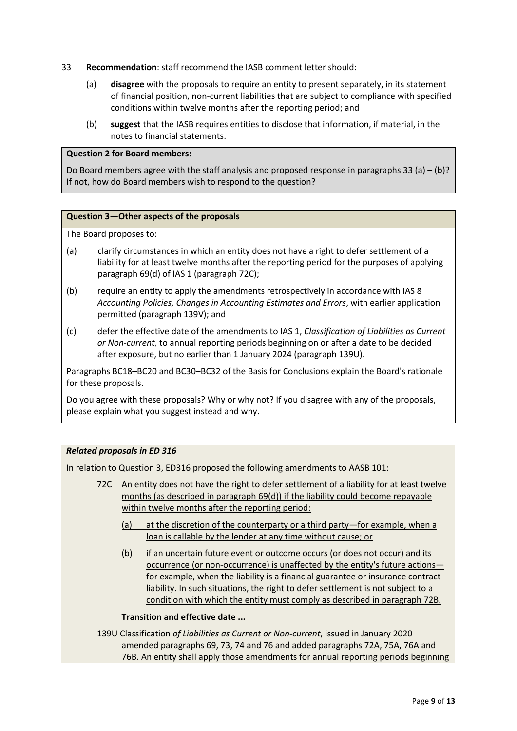33 **Recommendation**: staff recommend the IASB comment letter should:

(a) **disagree** with the proposals to require an entity to present separately, in its statement of financial position, non-current liabilities that are subject to compliance with specified conditions within twelve months after the reporting period; and

(b) **suggest** that the IASB requires entities to disclose that information, if material, in the notes to financial statements.

> **Question 2 for Board members:**
>
> Do Board members agree with the staff analysis and proposed response in paragraphs 33 (a) – (b)? If not, how do Board members wish to respond to the question?

> **Question 3—Other aspects of the proposals**
>
> The Board proposes to:
>
> (a) clarify circumstances in which an entity does not have a right to defer settlement of a liability for at least twelve months after the reporting period for the purposes of applying paragraph 69(d) of IAS 1 (paragraph 72C);
>
> (b) require an entity to apply the amendments retrospectively in accordance with IAS 8 *Accounting Policies, Changes in Accounting Estimates and Errors*, with earlier application permitted (paragraph 139V); and
>
> (c) defer the effective date of the amendments to IAS 1, *Classification of Liabilities as Current or Non-current*, to annual reporting periods beginning on or after a date to be decided after exposure, but no earlier than 1 January 2024 (paragraph 139U).
>
> Paragraphs BC18–BC20 and BC30–BC32 of the Basis for Conclusions explain the Board's rationale for these proposals.
>
> Do you agree with these proposals? Why or why not? If you disagree with any of the proposals, please explain what you suggest instead and why.

***Related proposals in ED 316***

In relation to Question 3, ED316 proposed the following amendments to AASB 101:

72C <u>An entity does not have the right to defer settlement of a liability for at least twelve months (as described in paragraph 69(d)) if the liability could become repayable within twelve months after the reporting period:</u>

(a) <u>at the discretion of the counterparty or a third party—for example, when a loan is callable by the lender at any time without cause; or</u>

(b) <u>if an uncertain future event or outcome occurs (or does not occur) and its occurrence (or non-occurrence) is unaffected by the entity's future actions—for example, when the liability is a financial guarantee or insurance contract liability. In such situations, the right to defer settlement is not subject to a condition with which the entity must comply as described in paragraph 72B.</u>

**Transition and effective date ...**

139U Classification *of Liabilities as Current or Non-current*, issued in January 2020 amended paragraphs 69, 73, 74 and 76 and added paragraphs 72A, 75A, 76A and 76B. An entity shall apply those amendments for annual reporting periods beginning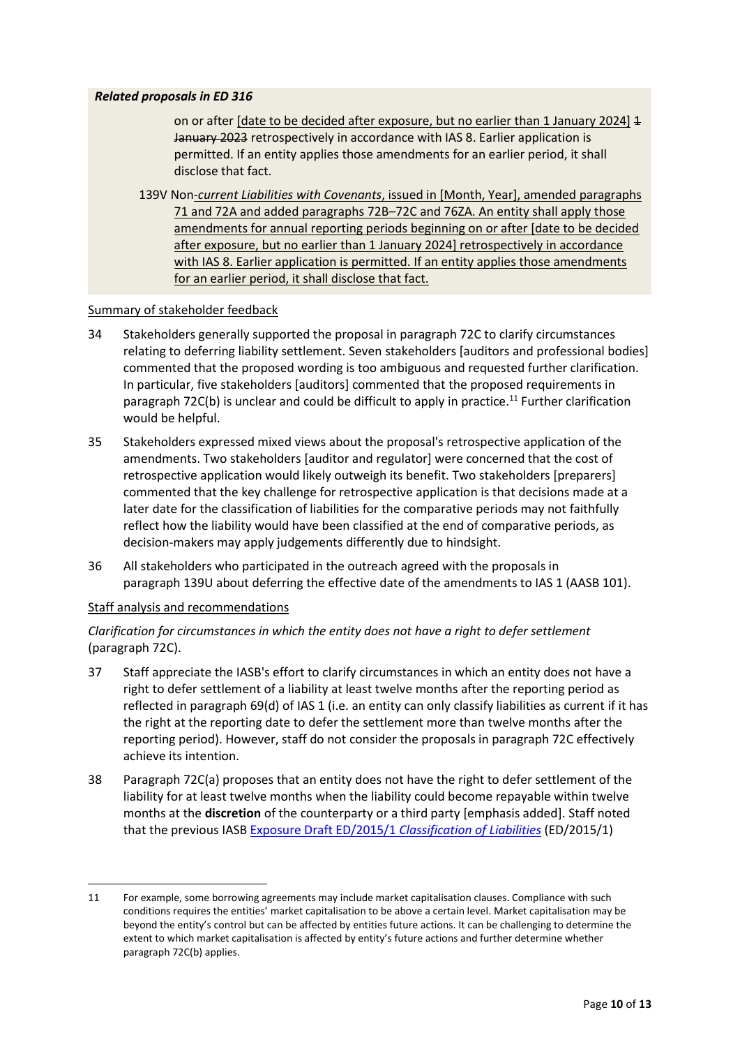***Related proposals in ED 316***

> on or after [date to be decided after exposure, but no earlier than 1 January 2024] ~~1 January 2023~~ retrospectively in accordance with IAS 8. Earlier application is permitted. If an entity applies those amendments for an earlier period, it shall disclose that fact.
>
> 139V Non-*current Liabilities with Covenants*, issued in [Month, Year], amended paragraphs 71 and 72A and added paragraphs 72B–72C and 76ZA. An entity shall apply those amendments for annual reporting periods beginning on or after [date to be decided after exposure, but no earlier than 1 January 2024] retrospectively in accordance with IAS 8. Earlier application is permitted. If an entity applies those amendments for an earlier period, it shall disclose that fact.

Summary of stakeholder feedback

34 Stakeholders generally supported the proposal in paragraph 72C to clarify circumstances relating to deferring liability settlement. Seven stakeholders [auditors and professional bodies] commented that the proposed wording is too ambiguous and requested further clarification. In particular, five stakeholders [auditors] commented that the proposed requirements in paragraph 72C(b) is unclear and could be difficult to apply in practice.[11] Further clarification would be helpful.

35 Stakeholders expressed mixed views about the proposal's retrospective application of the amendments. Two stakeholders [auditor and regulator] were concerned that the cost of retrospective application would likely outweigh its benefit. Two stakeholders [preparers] commented that the key challenge for retrospective application is that decisions made at a later date for the classification of liabilities for the comparative periods may not faithfully reflect how the liability would have been classified at the end of comparative periods, as decision-makers may apply judgements differently due to hindsight.

36 All stakeholders who participated in the outreach agreed with the proposals in paragraph 139U about deferring the effective date of the amendments to IAS 1 (AASB 101).

Staff analysis and recommendations

*Clarification for circumstances in which the entity does not have a right to defer settlement* (paragraph 72C).

37 Staff appreciate the IASB's effort to clarify circumstances in which an entity does not have a right to defer settlement of a liability at least twelve months after the reporting period as reflected in paragraph 69(d) of IAS 1 (i.e. an entity can only classify liabilities as current if it has the right at the reporting date to defer the settlement more than twelve months after the reporting period). However, staff do not consider the proposals in paragraph 72C effectively achieve its intention.

38 Paragraph 72C(a) proposes that an entity does not have the right to defer settlement of the liability for at least twelve months when the liability could become repayable within twelve months at the **discretion** of the counterparty or a third party [emphasis added]. Staff noted that the previous IASB Exposure Draft ED/2015/1 *Classification of Liabilities* (ED/2015/1)

---

11 For example, some borrowing agreements may include market capitalisation clauses. Compliance with such conditions requires the entities' market capitalisation to be above a certain level. Market capitalisation may be beyond the entity's control but can be affected by entities future actions. It can be challenging to determine the extent to which market capitalisation is affected by entity's future actions and further determine whether paragraph 72C(b) applies.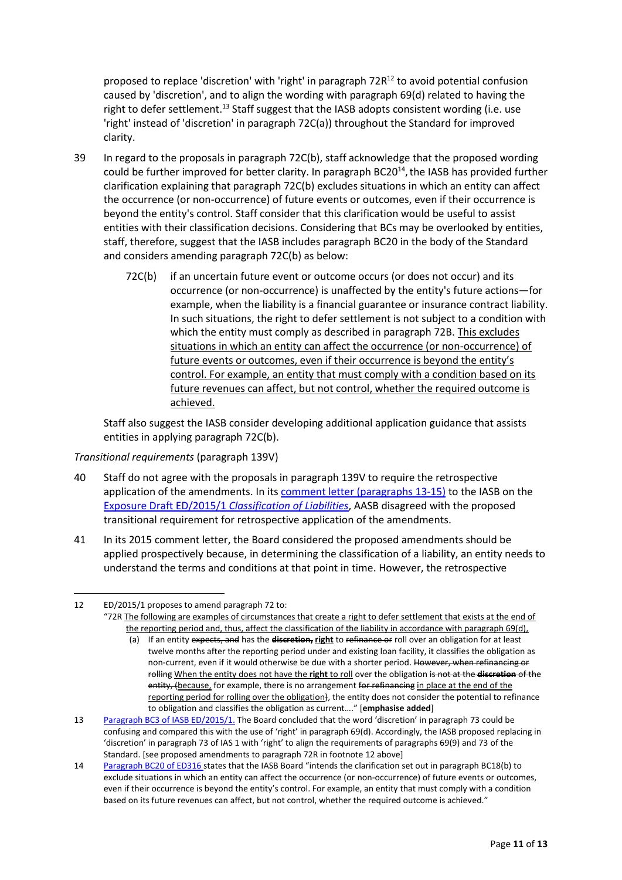proposed to replace 'discretion' with 'right' in paragraph 72R[12] to avoid potential confusion caused by 'discretion', and to align the wording with paragraph 69(d) related to having the right to defer settlement.[13] Staff suggest that the IASB adopts consistent wording (i.e. use 'right' instead of 'discretion' in paragraph 72C(a)) throughout the Standard for improved clarity.

39 In regard to the proposals in paragraph 72C(b), staff acknowledge that the proposed wording could be further improved for better clarity. In paragraph BC20[14], the IASB has provided further clarification explaining that paragraph 72C(b) excludes situations in which an entity can affect the occurrence (or non-occurrence) of future events or outcomes, even if their occurrence is beyond the entity's control. Staff consider that this clarification would be useful to assist entities with their classification decisions. Considering that BCs may be overlooked by entities, staff, therefore, suggest that the IASB includes paragraph BC20 in the body of the Standard and considers amending paragraph 72C(b) as below:

> 72C(b) if an uncertain future event or outcome occurs (or does not occur) and its occurrence (or non-occurrence) is unaffected by the entity's future actions—for example, when the liability is a financial guarantee or insurance contract liability. In such situations, the right to defer settlement is not subject to a condition with which the entity must comply as described in paragraph 72B. <u>This excludes situations in which an entity can affect the occurrence (or non-occurrence) of future events or outcomes, even if their occurrence is beyond the entity's control. For example, an entity that must comply with a condition based on its future revenues can affect, but not control, whether the required outcome is achieved.</u>

Staff also suggest the IASB consider developing additional application guidance that assists entities in applying paragraph 72C(b).

*Transitional requirements* (paragraph 139V)

40 Staff do not agree with the proposals in paragraph 139V to require the retrospective application of the amendments. In its comment letter (paragraphs 13-15) to the IASB on the *Exposure Draft ED/2015/1 Classification of Liabilities*, AASB disagreed with the proposed transitional requirement for retrospective application of the amendments.

41 In its 2015 comment letter, the Board considered the proposed amendments should be applied prospectively because, in determining the classification of a liability, an entity needs to understand the terms and conditions at that point in time. However, the retrospective

---

12 ED/2015/1 proposes to amend paragraph 72 to:

"72R <u>The following are examples of circumstances that create a right to defer settlement that exists at the end of the reporting period and, thus, affect the classification of the liability in accordance with paragraph 69(d),</u>

(a) If an entity ~~expects, and~~ has the ~~**discretion,**~~ <u>**right**</u> to ~~refinance or~~ roll over an obligation for at least twelve months after the reporting period under and existing loan facility, it classifies the obligation as non-current, even if it would otherwise be due with a shorter period. ~~However, when refinancing or rolling~~ <u>When the entity does not have the **right** to roll</u> over the obligation ~~is not at the **discretion** of the entity, (~~<u>because,</u> for example, there is no arrangement ~~for refinancing~~ <u>in place at the end of the reporting period for rolling over the obligation</u>~~)~~, the entity does not consider the potential to refinance to obligation and classifies the obligation as current…." [**emphasise added**]

13 Paragraph BC3 of IASB ED/2015/1. The Board concluded that the word 'discretion' in paragraph 73 could be confusing and compared this with the use of 'right' in paragraph 69(d). Accordingly, the IASB proposed replacing in 'discretion' in paragraph 73 of IAS 1 with 'right' to align the requirements of paragraphs 69(9) and 73 of the Standard. [see proposed amendments to paragraph 72R in footnote 12 above]

14 Paragraph BC20 of ED316 states that the IASB Board "intends the clarification set out in paragraph BC18(b) to exclude situations in which an entity can affect the occurrence (or non-occurrence) of future events or outcomes, even if their occurrence is beyond the entity's control. For example, an entity that must comply with a condition based on its future revenues can affect, but not control, whether the required outcome is achieved."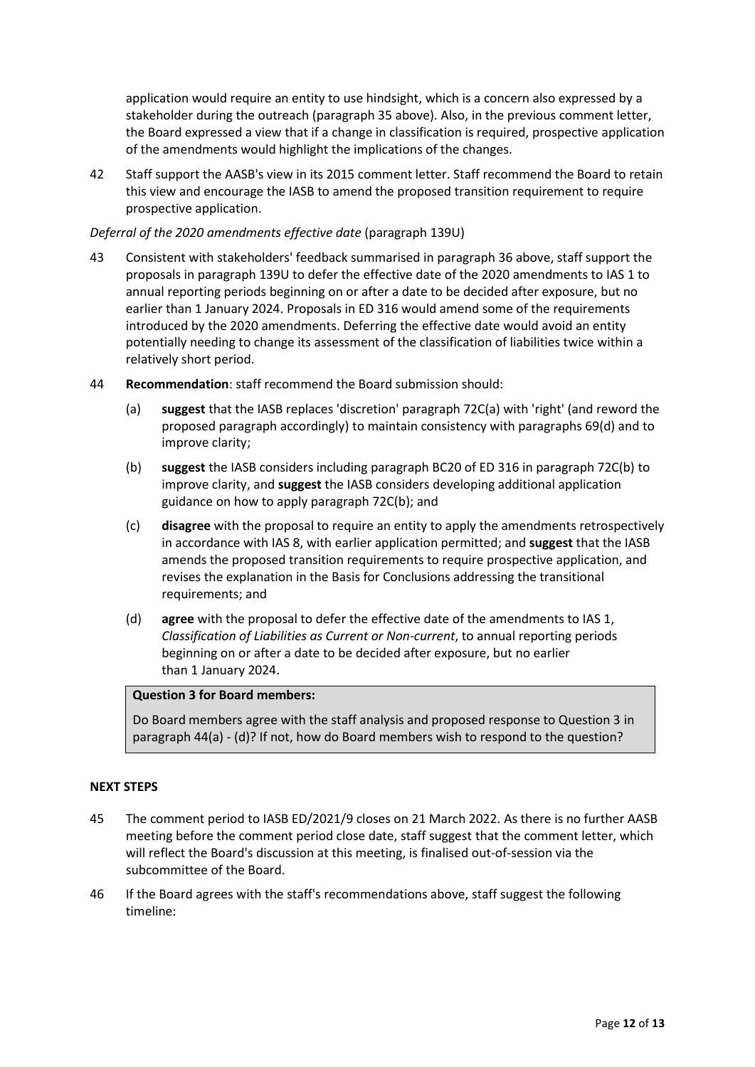application would require an entity to use hindsight, which is a concern also expressed by a stakeholder during the outreach (paragraph 35 above). Also, in the previous comment letter, the Board expressed a view that if a change in classification is required, prospective application of the amendments would highlight the implications of the changes.

42 Staff support the AASB's view in its 2015 comment letter. Staff recommend the Board to retain this view and encourage the IASB to amend the proposed transition requirement to require prospective application.

*Deferral of the 2020 amendments effective date* (paragraph 139U)

43 Consistent with stakeholders' feedback summarised in paragraph 36 above, staff support the proposals in paragraph 139U to defer the effective date of the 2020 amendments to IAS 1 to annual reporting periods beginning on or after a date to be decided after exposure, but no earlier than 1 January 2024. Proposals in ED 316 would amend some of the requirements introduced by the 2020 amendments. Deferring the effective date would avoid an entity potentially needing to change its assessment of the classification of liabilities twice within a relatively short period.

44 **Recommendation**: staff recommend the Board submission should:

(a) **suggest** that the IASB replaces 'discretion' paragraph 72C(a) with 'right' (and reword the proposed paragraph accordingly) to maintain consistency with paragraphs 69(d) and to improve clarity;

(b) **suggest** the IASB considers including paragraph BC20 of ED 316 in paragraph 72C(b) to improve clarity, and **suggest** the IASB considers developing additional application guidance on how to apply paragraph 72C(b); and

(c) **disagree** with the proposal to require an entity to apply the amendments retrospectively in accordance with IAS 8, with earlier application permitted; and **suggest** that the IASB amends the proposed transition requirements to require prospective application, and revises the explanation in the Basis for Conclusions addressing the transitional requirements; and

(d) **agree** with the proposal to defer the effective date of the amendments to IAS 1, *Classification of Liabilities as Current or Non-current*, to annual reporting periods beginning on or after a date to be decided after exposure, but no earlier than 1 January 2024.

**Question 3 for Board members:**

Do Board members agree with the staff analysis and proposed response to Question 3 in paragraph 44(a) - (d)? If not, how do Board members wish to respond to the question?

**NEXT STEPS**

45 The comment period to IASB ED/2021/9 closes on 21 March 2022. As there is no further AASB meeting before the comment period close date, staff suggest that the comment letter, which will reflect the Board's discussion at this meeting, is finalised out-of-session via the subcommittee of the Board.

46 If the Board agrees with the staff's recommendations above, staff suggest the following timeline: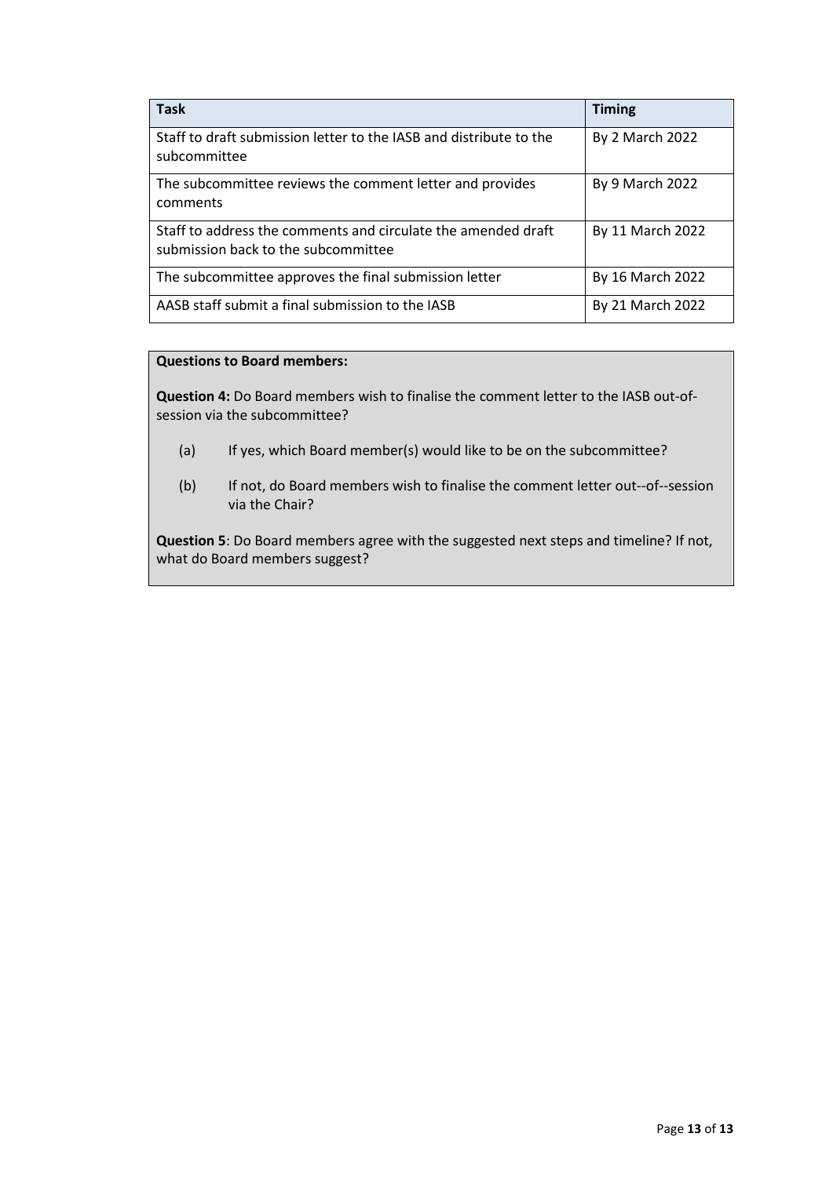| Task | Timing |
|---|---|
| Staff to draft submission letter to the IASB and distribute to the subcommittee | By 2 March 2022 |
| The subcommittee reviews the comment letter and provides comments | By 9 March 2022 |
| Staff to address the comments and circulate the amended draft submission back to the subcommittee | By 11 March 2022 |
| The subcommittee approves the final submission letter | By 16 March 2022 |
| AASB staff submit a final submission to the IASB | By 21 March 2022 |

**Questions to Board members:**

**Question 4:** Do Board members wish to finalise the comment letter to the IASB out-of-session via the subcommittee?

(a) If yes, which Board member(s) would like to be on the subcommittee?

(b) If not, do Board members wish to finalise the comment letter out--of--session via the Chair?

**Question 5**: Do Board members agree with the suggested next steps and timeline? If not, what do Board members suggest?